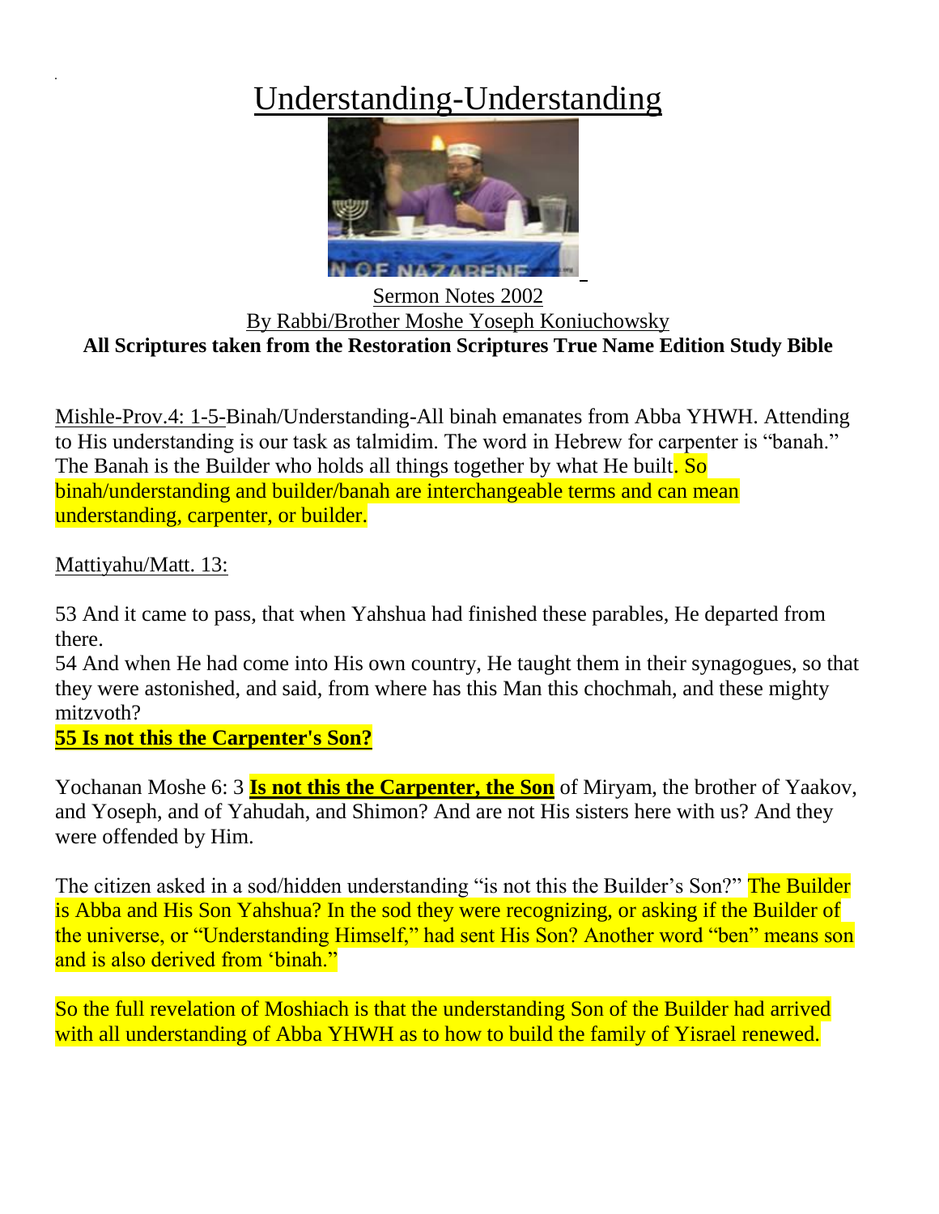# Understanding-Understanding

Sermon Notes 2002
By Rabbi/Brother Moshe Yoseph Koniuchowsky
**All Scriptures taken from the Restoration Scriptures True Name Edition Study Bible**

Mishle-Prov.4: 1-5-Binah/Understanding-All binah emanates from Abba YHWH. Attending to His understanding is our task as talmidim. The word in Hebrew for carpenter is "banah." The Banah is the Builder who holds all things together by what He built. So binah/understanding and builder/banah are interchangeable terms and can mean understanding, carpenter, or builder.

Mattiyahu/Matt. 13:

53 And it came to pass, that when Yahshua had finished these parables, He departed from there.
54 And when He had come into His own country, He taught them in their synagogues, so that they were astonished, and said, from where has this Man this chochmah, and these mighty mitzvoth?
**55 Is not this the Carpenter's Son?**

Yochanan Moshe 6: 3 **Is not this the Carpenter, the Son** of Miryam, the brother of Yaakov, and Yoseph, and of Yahudah, and Shimon? And are not His sisters here with us? And they were offended by Him.

The citizen asked in a sod/hidden understanding "is not this the Builder's Son?" The Builder is Abba and His Son Yahshua? In the sod they were recognizing, or asking if the Builder of the universe, or "Understanding Himself," had sent His Son? Another word "ben" means son and is also derived from 'binah."

So the full revelation of Moshiach is that the understanding Son of the Builder had arrived with all understanding of Abba YHWH as to how to build the family of Yisrael renewed.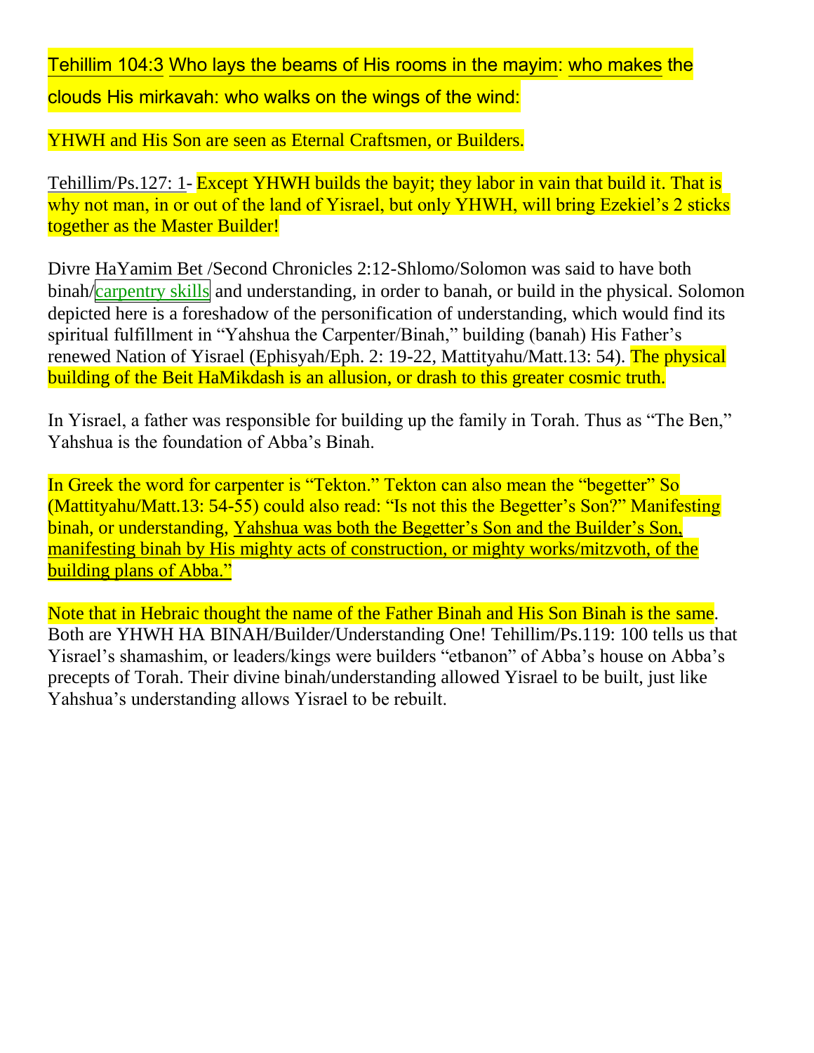Tehillim 104:3 Who lays the beams of His rooms in the mayim: who makes the clouds His mirkavah: who walks on the wings of the wind:

YHWH and His Son are seen as Eternal Craftsmen, or Builders.

Tehillim/Ps.127: 1- Except YHWH builds the bayit; they labor in vain that build it. That is why not man, in or out of the land of Yisrael, but only YHWH, will bring Ezekiel's 2 sticks together as the Master Builder!

Divre HaYamim Bet /Second Chronicles 2:12-Shlomo/Solomon was said to have both binah/carpentry skills and understanding, in order to banah, or build in the physical. Solomon depicted here is a foreshadow of the personification of understanding, which would find its spiritual fulfillment in "Yahshua the Carpenter/Binah," building (banah) His Father's renewed Nation of Yisrael (Ephisyah/Eph. 2: 19-22, Mattityahu/Matt.13: 54). The physical building of the Beit HaMikdash is an allusion, or drash to this greater cosmic truth.

In Yisrael, a father was responsible for building up the family in Torah. Thus as "The Ben," Yahshua is the foundation of Abba's Binah.

In Greek the word for carpenter is "Tekton." Tekton can also mean the "begetter" So (Mattityahu/Matt.13: 54-55) could also read: "Is not this the Begetter's Son?" Manifesting binah, or understanding, Yahshua was both the Begetter's Son and the Builder's Son, manifesting binah by His mighty acts of construction, or mighty works/mitzvoth, of the building plans of Abba."

Note that in Hebraic thought the name of the Father Binah and His Son Binah is the same. Both are YHWH HA BINAH/Builder/Understanding One! Tehillim/Ps.119: 100 tells us that Yisrael's shamashim, or leaders/kings were builders "etbanon" of Abba's house on Abba's precepts of Torah. Their divine binah/understanding allowed Yisrael to be built, just like Yahshua's understanding allows Yisrael to be rebuilt.